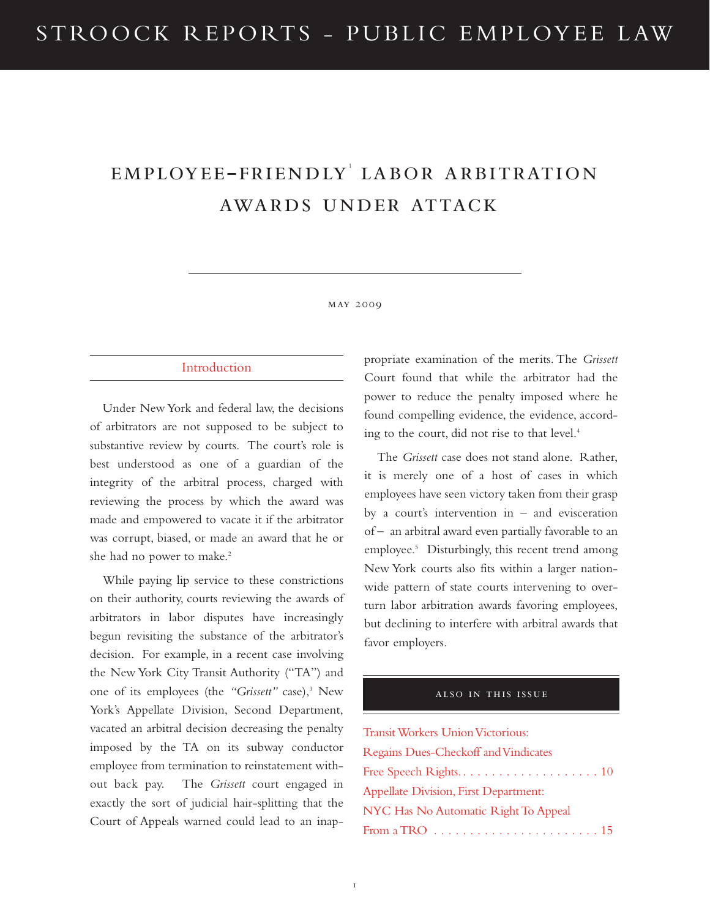# EMPLOYEE–FRIENDLY[1] LABOR ARBITRATION AWARDS UNDER ATTACK

MAY 2009

## Introduction

Under New York and federal law, the decisions of arbitrators are not supposed to be subject to substantive review by courts. The court's role is best understood as one of a guardian of the integrity of the arbitral process, charged with reviewing the process by which the award was made and empowered to vacate it if the arbitrator was corrupt, biased, or made an award that he or she had no power to make.[2]

While paying lip service to these constrictions on their authority, courts reviewing the awards of arbitrators in labor disputes have increasingly begun revisiting the substance of the arbitrator's decision. For example, in a recent case involving the New York City Transit Authority ("TA") and one of its employees (the *"Grissett"* case),[3] New York's Appellate Division, Second Department, vacated an arbitral decision decreasing the penalty imposed by the TA on its subway conductor employee from termination to reinstatement without back pay. The *Grissett* court engaged in exactly the sort of judicial hair-splitting that the Court of Appeals warned could lead to an inappropriate examination of the merits. The *Grissett* Court found that while the arbitrator had the power to reduce the penalty imposed where he found compelling evidence, the evidence, according to the court, did not rise to that level.[4]

The *Grissett* case does not stand alone. Rather, it is merely one of a host of cases in which employees have seen victory taken from their grasp by a court's intervention in – and evisceration of – an arbitral award even partially favorable to an employee.[5] Disturbingly, this recent trend among New York courts also fits within a larger nationwide pattern of state courts intervening to overturn labor arbitration awards favoring employees, but declining to interfere with arbitral awards that favor employers.

ALSO IN THIS ISSUE

Transit Workers Union Victorious: Regains Dues-Checkoff and Vindicates Free Speech Rights. . . . . . . . . . . . . . . . . . . . 10

Appellate Division, First Department: NYC Has No Automatic Right To Appeal From a TRO . . . . . . . . . . . . . . . . . . . . . . . 15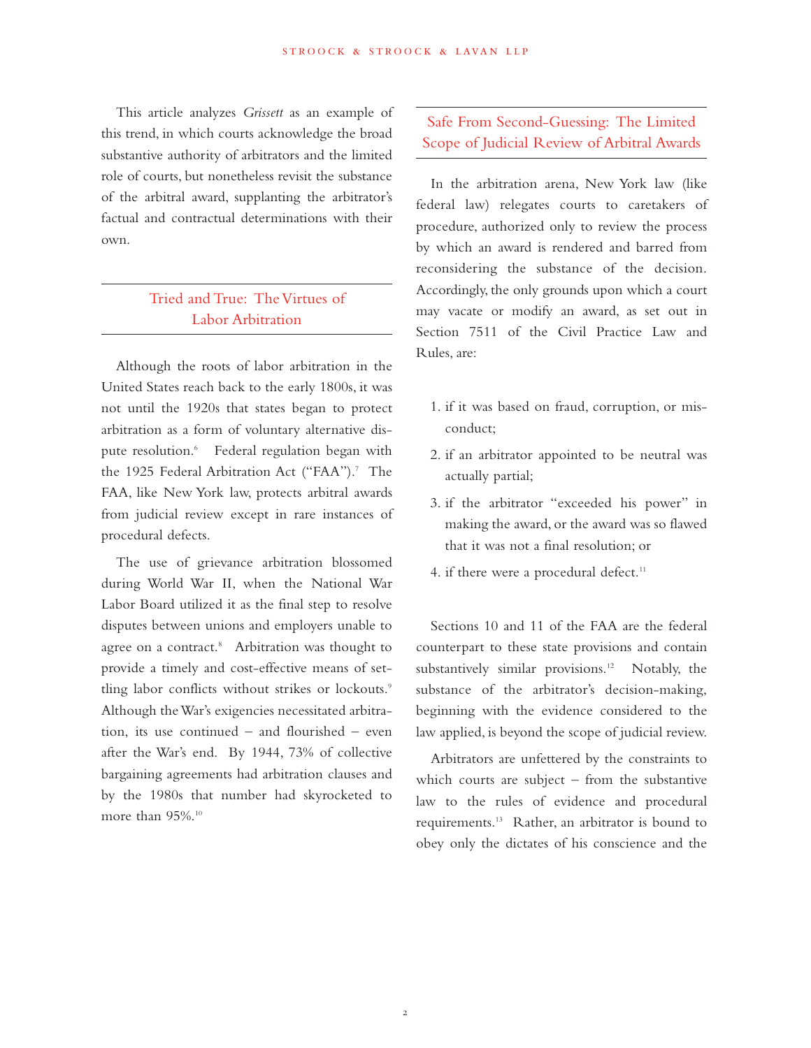This article analyzes *Grissett* as an example of this trend, in which courts acknowledge the broad substantive authority of arbitrators and the limited role of courts, but nonetheless revisit the substance of the arbitral award, supplanting the arbitrator's factual and contractual determinations with their own.

## Tried and True: The Virtues of Labor Arbitration

Although the roots of labor arbitration in the United States reach back to the early 1800s, it was not until the 1920s that states began to protect arbitration as a form of voluntary alternative dispute resolution.[6] Federal regulation began with the 1925 Federal Arbitration Act ("FAA").[7] The FAA, like New York law, protects arbitral awards from judicial review except in rare instances of procedural defects.

The use of grievance arbitration blossomed during World War II, when the National War Labor Board utilized it as the final step to resolve disputes between unions and employers unable to agree on a contract.[8] Arbitration was thought to provide a timely and cost-effective means of settling labor conflicts without strikes or lockouts.[9] Although the War's exigencies necessitated arbitration, its use continued – and flourished – even after the War's end. By 1944, 73% of collective bargaining agreements had arbitration clauses and by the 1980s that number had skyrocketed to more than 95%.[10]

## Safe From Second-Guessing: The Limited Scope of Judicial Review of Arbitral Awards

In the arbitration arena, New York law (like federal law) relegates courts to caretakers of procedure, authorized only to review the process by which an award is rendered and barred from reconsidering the substance of the decision. Accordingly, the only grounds upon which a court may vacate or modify an award, as set out in Section 7511 of the Civil Practice Law and Rules, are:

1. if it was based on fraud, corruption, or misconduct;
2. if an arbitrator appointed to be neutral was actually partial;
3. if the arbitrator "exceeded his power" in making the award, or the award was so flawed that it was not a final resolution; or
4. if there were a procedural defect.[11]

Sections 10 and 11 of the FAA are the federal counterpart to these state provisions and contain substantively similar provisions.[12] Notably, the substance of the arbitrator's decision-making, beginning with the evidence considered to the law applied, is beyond the scope of judicial review.

Arbitrators are unfettered by the constraints to which courts are subject – from the substantive law to the rules of evidence and procedural requirements.[13] Rather, an arbitrator is bound to obey only the dictates of his conscience and the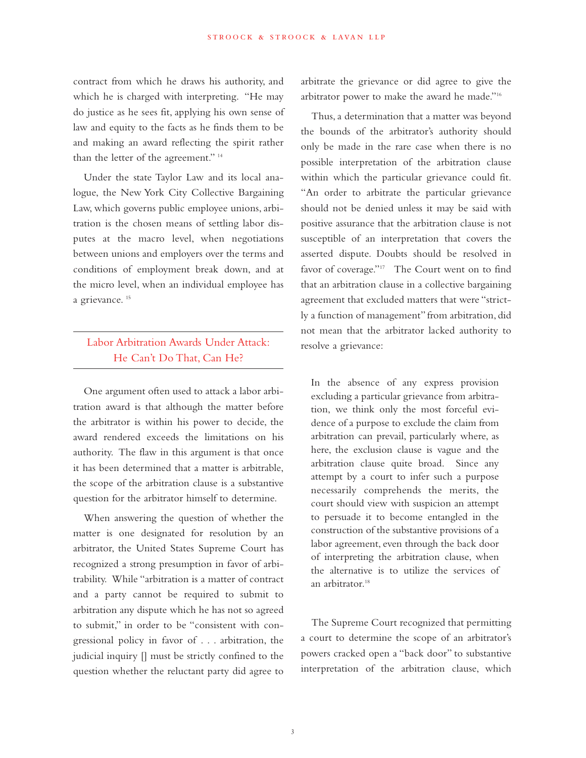contract from which he draws his authority, and which he is charged with interpreting. "He may do justice as he sees fit, applying his own sense of law and equity to the facts as he finds them to be and making an award reflecting the spirit rather than the letter of the agreement." [14]

Under the state Taylor Law and its local analogue, the New York City Collective Bargaining Law, which governs public employee unions, arbitration is the chosen means of settling labor disputes at the macro level, when negotiations between unions and employers over the terms and conditions of employment break down, and at the micro level, when an individual employee has a grievance. [15]

## Labor Arbitration Awards Under Attack: He Can't Do That, Can He?

One argument often used to attack a labor arbitration award is that although the matter before the arbitrator is within his power to decide, the award rendered exceeds the limitations on his authority. The flaw in this argument is that once it has been determined that a matter is arbitrable, the scope of the arbitration clause is a substantive question for the arbitrator himself to determine.

When answering the question of whether the matter is one designated for resolution by an arbitrator, the United States Supreme Court has recognized a strong presumption in favor of arbitrability. While "arbitration is a matter of contract and a party cannot be required to submit to arbitration any dispute which he has not so agreed to submit," in order to be "consistent with congressional policy in favor of . . . arbitration, the judicial inquiry [] must be strictly confined to the question whether the reluctant party did agree to arbitrate the grievance or did agree to give the arbitrator power to make the award he made." [16]

Thus, a determination that a matter was beyond the bounds of the arbitrator's authority should only be made in the rare case when there is no possible interpretation of the arbitration clause within which the particular grievance could fit. "An order to arbitrate the particular grievance should not be denied unless it may be said with positive assurance that the arbitration clause is not susceptible of an interpretation that covers the asserted dispute. Doubts should be resolved in favor of coverage." [17] The Court went on to find that an arbitration clause in a collective bargaining agreement that excluded matters that were "strictly a function of management" from arbitration, did not mean that the arbitrator lacked authority to resolve a grievance:

> In the absence of any express provision excluding a particular grievance from arbitration, we think only the most forceful evidence of a purpose to exclude the claim from arbitration can prevail, particularly where, as here, the exclusion clause is vague and the arbitration clause quite broad. Since any attempt by a court to infer such a purpose necessarily comprehends the merits, the court should view with suspicion an attempt to persuade it to become entangled in the construction of the substantive provisions of a labor agreement, even through the back door of interpreting the arbitration clause, when the alternative is to utilize the services of an arbitrator. [18]

The Supreme Court recognized that permitting a court to determine the scope of an arbitrator's powers cracked open a "back door" to substantive interpretation of the arbitration clause, which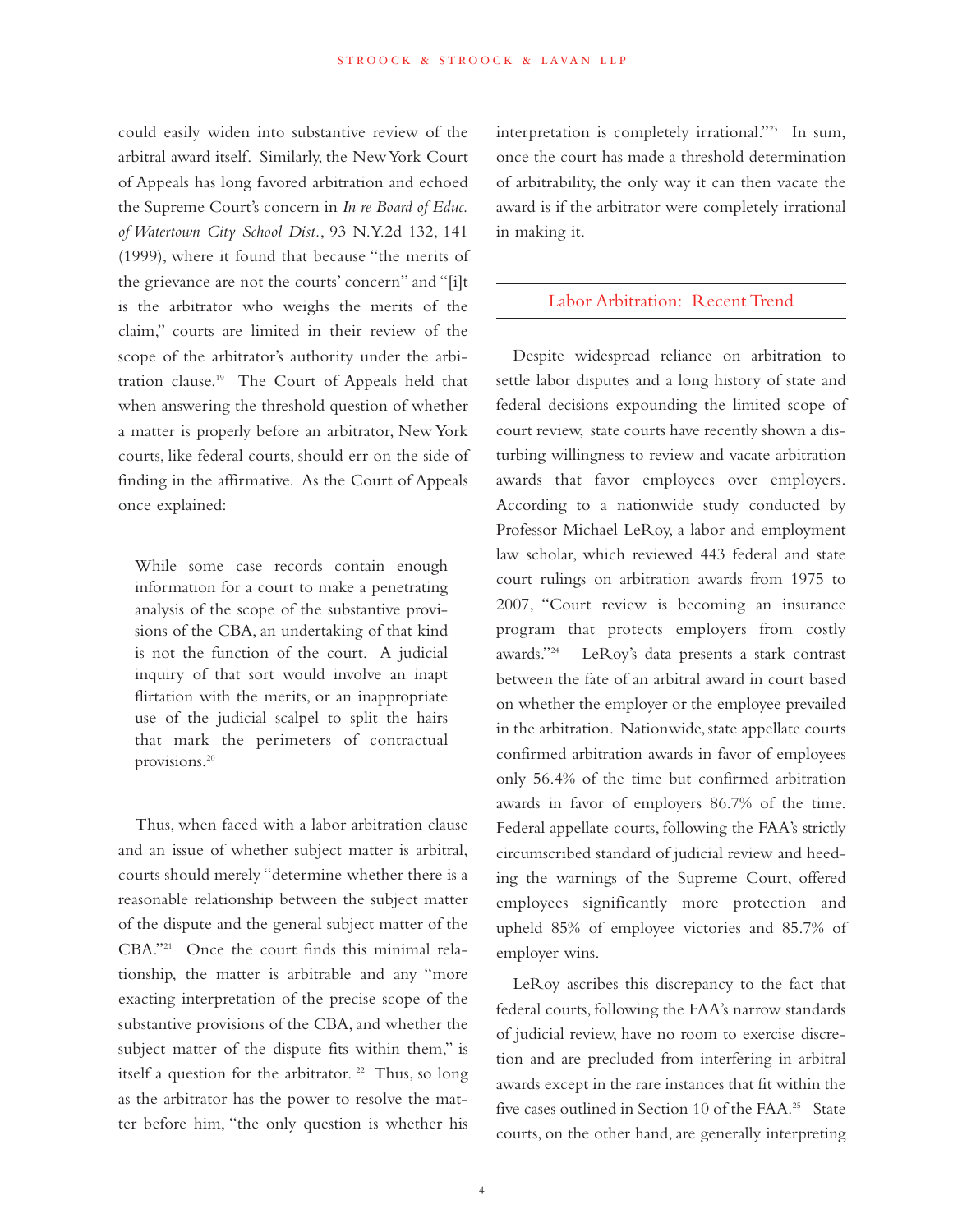could easily widen into substantive review of the arbitral award itself. Similarly, the New York Court of Appeals has long favored arbitration and echoed the Supreme Court's concern in *In re Board of Educ. of Watertown City School Dist.*, 93 N.Y.2d 132, 141 (1999), where it found that because "the merits of the grievance are not the courts' concern" and "[i]t is the arbitrator who weighs the merits of the claim," courts are limited in their review of the scope of the arbitrator's authority under the arbitration clause.[19] The Court of Appeals held that when answering the threshold question of whether a matter is properly before an arbitrator, New York courts, like federal courts, should err on the side of finding in the affirmative. As the Court of Appeals once explained:

> While some case records contain enough information for a court to make a penetrating analysis of the scope of the substantive provisions of the CBA, an undertaking of that kind is not the function of the court. A judicial inquiry of that sort would involve an inapt flirtation with the merits, or an inappropriate use of the judicial scalpel to split the hairs that mark the perimeters of contractual provisions.[20]

Thus, when faced with a labor arbitration clause and an issue of whether subject matter is arbitral, courts should merely "determine whether there is a reasonable relationship between the subject matter of the dispute and the general subject matter of the CBA."[21] Once the court finds this minimal relationship, the matter is arbitrable and any "more exacting interpretation of the precise scope of the substantive provisions of the CBA, and whether the subject matter of the dispute fits within them," is itself a question for the arbitrator.[22] Thus, so long as the arbitrator has the power to resolve the matter before him, "the only question is whether his interpretation is completely irrational."[23] In sum, once the court has made a threshold determination of arbitrability, the only way it can then vacate the award is if the arbitrator were completely irrational in making it.

## Labor Arbitration: Recent Trend

Despite widespread reliance on arbitration to settle labor disputes and a long history of state and federal decisions expounding the limited scope of court review, state courts have recently shown a disturbing willingness to review and vacate arbitration awards that favor employees over employers. According to a nationwide study conducted by Professor Michael LeRoy, a labor and employment law scholar, which reviewed 443 federal and state court rulings on arbitration awards from 1975 to 2007, "Court review is becoming an insurance program that protects employers from costly awards."[24] LeRoy's data presents a stark contrast between the fate of an arbitral award in court based on whether the employer or the employee prevailed in the arbitration. Nationwide, state appellate courts confirmed arbitration awards in favor of employees only 56.4% of the time but confirmed arbitration awards in favor of employers 86.7% of the time. Federal appellate courts, following the FAA's strictly circumscribed standard of judicial review and heeding the warnings of the Supreme Court, offered employees significantly more protection and upheld 85% of employee victories and 85.7% of employer wins.

LeRoy ascribes this discrepancy to the fact that federal courts, following the FAA's narrow standards of judicial review, have no room to exercise discretion and are precluded from interfering in arbitral awards except in the rare instances that fit within the five cases outlined in Section 10 of the FAA.[25] State courts, on the other hand, are generally interpreting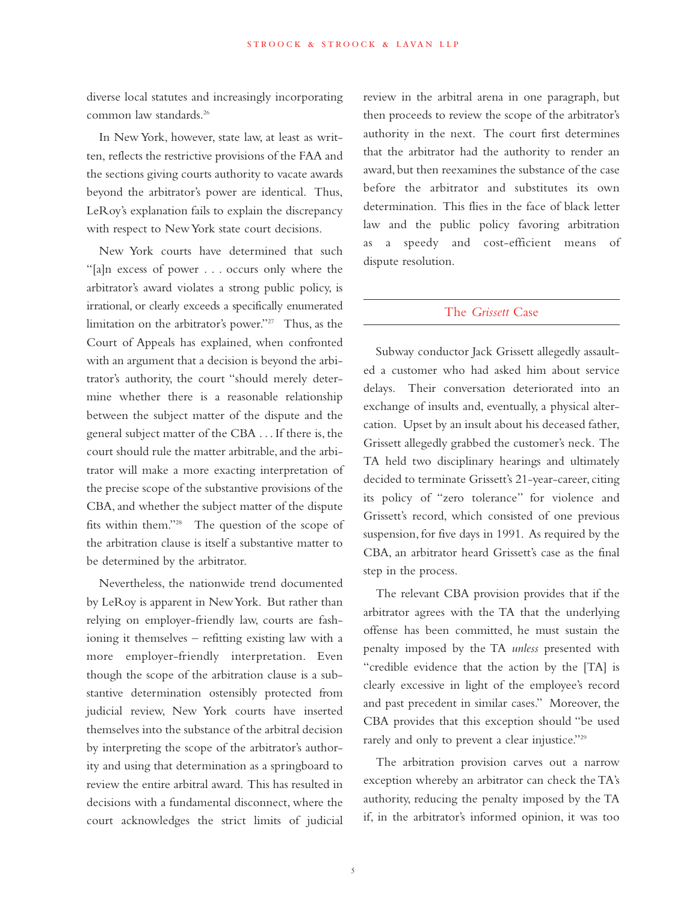diverse local statutes and increasingly incorporating common law standards.[26]

In New York, however, state law, at least as written, reflects the restrictive provisions of the FAA and the sections giving courts authority to vacate awards beyond the arbitrator's power are identical. Thus, LeRoy's explanation fails to explain the discrepancy with respect to New York state court decisions.

New York courts have determined that such "[a]n excess of power . . . occurs only where the arbitrator's award violates a strong public policy, is irrational, or clearly exceeds a specifically enumerated limitation on the arbitrator's power."[27] Thus, as the Court of Appeals has explained, when confronted with an argument that a decision is beyond the arbitrator's authority, the court "should merely determine whether there is a reasonable relationship between the subject matter of the dispute and the general subject matter of the CBA . . . If there is, the court should rule the matter arbitrable, and the arbitrator will make a more exacting interpretation of the precise scope of the substantive provisions of the CBA, and whether the subject matter of the dispute fits within them."[28] The question of the scope of the arbitration clause is itself a substantive matter to be determined by the arbitrator.

Nevertheless, the nationwide trend documented by LeRoy is apparent in New York. But rather than relying on employer-friendly law, courts are fashioning it themselves – refitting existing law with a more employer-friendly interpretation. Even though the scope of the arbitration clause is a substantive determination ostensibly protected from judicial review, New York courts have inserted themselves into the substance of the arbitral decision by interpreting the scope of the arbitrator's authority and using that determination as a springboard to review the entire arbitral award. This has resulted in decisions with a fundamental disconnect, where the court acknowledges the strict limits of judicial review in the arbitral arena in one paragraph, but then proceeds to review the scope of the arbitrator's authority in the next. The court first determines that the arbitrator had the authority to render an award, but then reexamines the substance of the case before the arbitrator and substitutes its own determination. This flies in the face of black letter law and the public policy favoring arbitration as a speedy and cost-efficient means of dispute resolution.

## The *Grissett* Case

Subway conductor Jack Grissett allegedly assaulted a customer who had asked him about service delays. Their conversation deteriorated into an exchange of insults and, eventually, a physical altercation. Upset by an insult about his deceased father, Grissett allegedly grabbed the customer's neck. The TA held two disciplinary hearings and ultimately decided to terminate Grissett's 21-year-career, citing its policy of "zero tolerance" for violence and Grissett's record, which consisted of one previous suspension, for five days in 1991. As required by the CBA, an arbitrator heard Grissett's case as the final step in the process.

The relevant CBA provision provides that if the arbitrator agrees with the TA that the underlying offense has been committed, he must sustain the penalty imposed by the TA *unless* presented with "credible evidence that the action by the [TA] is clearly excessive in light of the employee's record and past precedent in similar cases." Moreover, the CBA provides that this exception should "be used rarely and only to prevent a clear injustice."[29]

The arbitration provision carves out a narrow exception whereby an arbitrator can check the TA's authority, reducing the penalty imposed by the TA if, in the arbitrator's informed opinion, it was too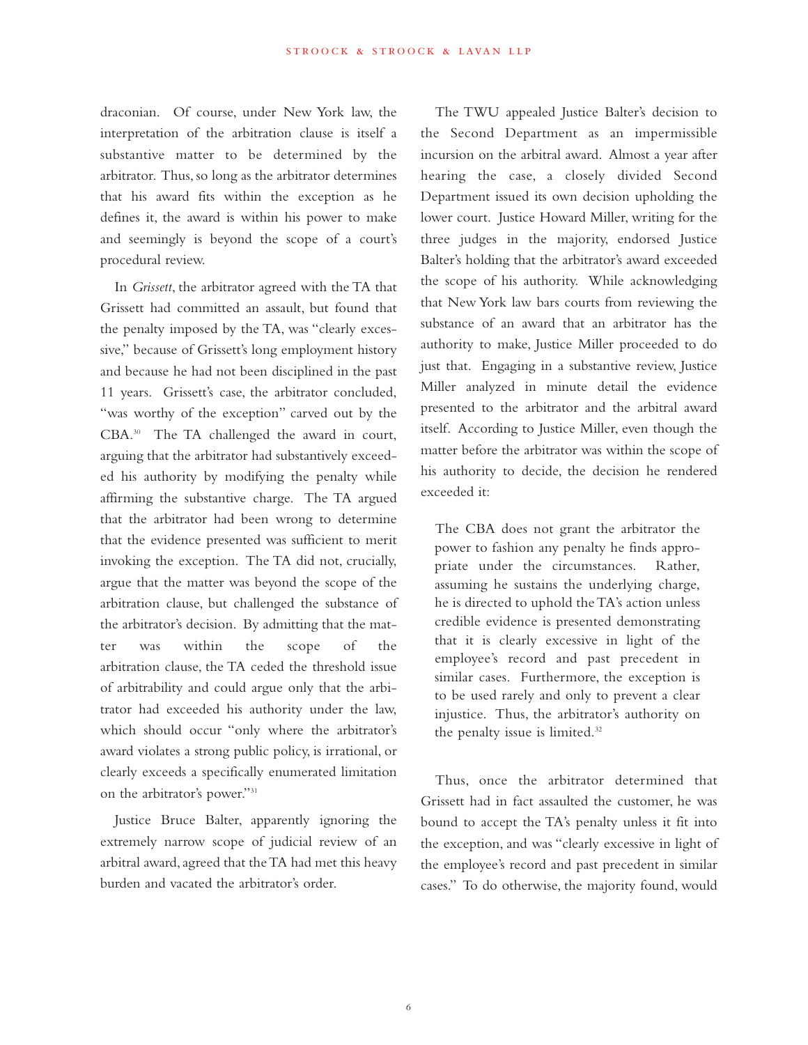draconian. Of course, under New York law, the interpretation of the arbitration clause is itself a substantive matter to be determined by the arbitrator. Thus, so long as the arbitrator determines that his award fits within the exception as he defines it, the award is within his power to make and seemingly is beyond the scope of a court's procedural review.

In *Grissett*, the arbitrator agreed with the TA that Grissett had committed an assault, but found that the penalty imposed by the TA, was "clearly excessive," because of Grissett's long employment history and because he had not been disciplined in the past 11 years. Grissett's case, the arbitrator concluded, "was worthy of the exception" carved out by the CBA.[30] The TA challenged the award in court, arguing that the arbitrator had substantively exceeded his authority by modifying the penalty while affirming the substantive charge. The TA argued that the arbitrator had been wrong to determine that the evidence presented was sufficient to merit invoking the exception. The TA did not, crucially, argue that the matter was beyond the scope of the arbitration clause, but challenged the substance of the arbitrator's decision. By admitting that the matter was within the scope of the arbitration clause, the TA ceded the threshold issue of arbitrability and could argue only that the arbitrator had exceeded his authority under the law, which should occur "only where the arbitrator's award violates a strong public policy, is irrational, or clearly exceeds a specifically enumerated limitation on the arbitrator's power."[31]

Justice Bruce Balter, apparently ignoring the extremely narrow scope of judicial review of an arbitral award, agreed that the TA had met this heavy burden and vacated the arbitrator's order.

The TWU appealed Justice Balter's decision to the Second Department as an impermissible incursion on the arbitral award. Almost a year after hearing the case, a closely divided Second Department issued its own decision upholding the lower court. Justice Howard Miller, writing for the three judges in the majority, endorsed Justice Balter's holding that the arbitrator's award exceeded the scope of his authority. While acknowledging that New York law bars courts from reviewing the substance of an award that an arbitrator has the authority to make, Justice Miller proceeded to do just that. Engaging in a substantive review, Justice Miller analyzed in minute detail the evidence presented to the arbitrator and the arbitral award itself. According to Justice Miller, even though the matter before the arbitrator was within the scope of his authority to decide, the decision he rendered exceeded it:

> The CBA does not grant the arbitrator the power to fashion any penalty he finds appropriate under the circumstances. Rather, assuming he sustains the underlying charge, he is directed to uphold the TA's action unless credible evidence is presented demonstrating that it is clearly excessive in light of the employee's record and past precedent in similar cases. Furthermore, the exception is to be used rarely and only to prevent a clear injustice. Thus, the arbitrator's authority on the penalty issue is limited.[32]

Thus, once the arbitrator determined that Grissett had in fact assaulted the customer, he was bound to accept the TA's penalty unless it fit into the exception, and was "clearly excessive in light of the employee's record and past precedent in similar cases." To do otherwise, the majority found, would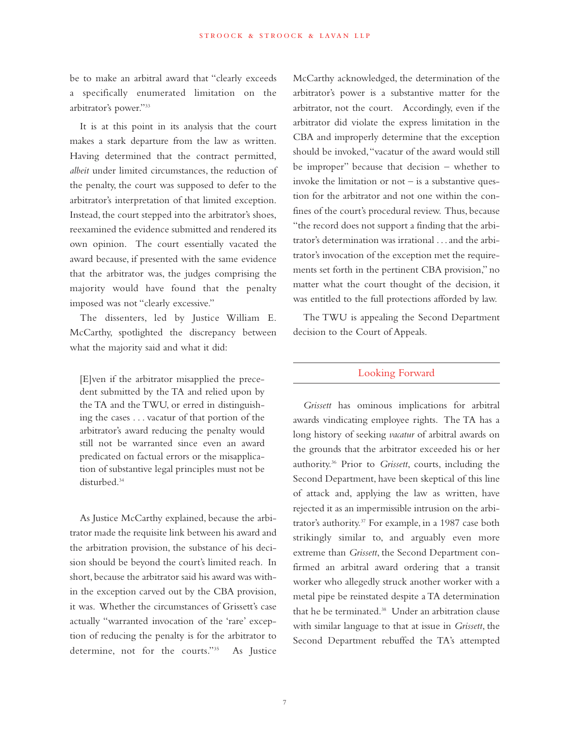be to make an arbitral award that "clearly exceeds a specifically enumerated limitation on the arbitrator's power."[33]

It is at this point in its analysis that the court makes a stark departure from the law as written. Having determined that the contract permitted, *albeit* under limited circumstances, the reduction of the penalty, the court was supposed to defer to the arbitrator's interpretation of that limited exception. Instead, the court stepped into the arbitrator's shoes, reexamined the evidence submitted and rendered its own opinion. The court essentially vacated the award because, if presented with the same evidence that the arbitrator was, the judges comprising the majority would have found that the penalty imposed was not "clearly excessive."

The dissenters, led by Justice William E. McCarthy, spotlighted the discrepancy between what the majority said and what it did:

> [E]ven if the arbitrator misapplied the precedent submitted by the TA and relied upon by the TA and the TWU, or erred in distinguishing the cases . . . vacatur of that portion of the arbitrator's award reducing the penalty would still not be warranted since even an award predicated on factual errors or the misapplication of substantive legal principles must not be disturbed.[34]

As Justice McCarthy explained, because the arbitrator made the requisite link between his award and the arbitration provision, the substance of his decision should be beyond the court's limited reach. In short, because the arbitrator said his award was within the exception carved out by the CBA provision, it was. Whether the circumstances of Grissett's case actually "warranted invocation of the 'rare' exception of reducing the penalty is for the arbitrator to determine, not for the courts."[35] As Justice McCarthy acknowledged, the determination of the arbitrator's power is a substantive matter for the arbitrator, not the court. Accordingly, even if the arbitrator did violate the express limitation in the CBA and improperly determine that the exception should be invoked, "vacatur of the award would still be improper" because that decision – whether to invoke the limitation or not – is a substantive question for the arbitrator and not one within the confines of the court's procedural review. Thus, because "the record does not support a finding that the arbitrator's determination was irrational . . . and the arbitrator's invocation of the exception met the requirements set forth in the pertinent CBA provision," no matter what the court thought of the decision, it was entitled to the full protections afforded by law.

The TWU is appealing the Second Department decision to the Court of Appeals.

## Looking Forward

*Grissett* has ominous implications for arbitral awards vindicating employee rights. The TA has a long history of seeking *vacatur* of arbitral awards on the grounds that the arbitrator exceeded his or her authority.[36] Prior to *Grissett*, courts, including the Second Department, have been skeptical of this line of attack and, applying the law as written, have rejected it as an impermissible intrusion on the arbitrator's authority.[37] For example, in a 1987 case both strikingly similar to, and arguably even more extreme than *Grissett*, the Second Department confirmed an arbitral award ordering that a transit worker who allegedly struck another worker with a metal pipe be reinstated despite a TA determination that he be terminated.[38] Under an arbitration clause with similar language to that at issue in *Grissett*, the Second Department rebuffed the TA's attempted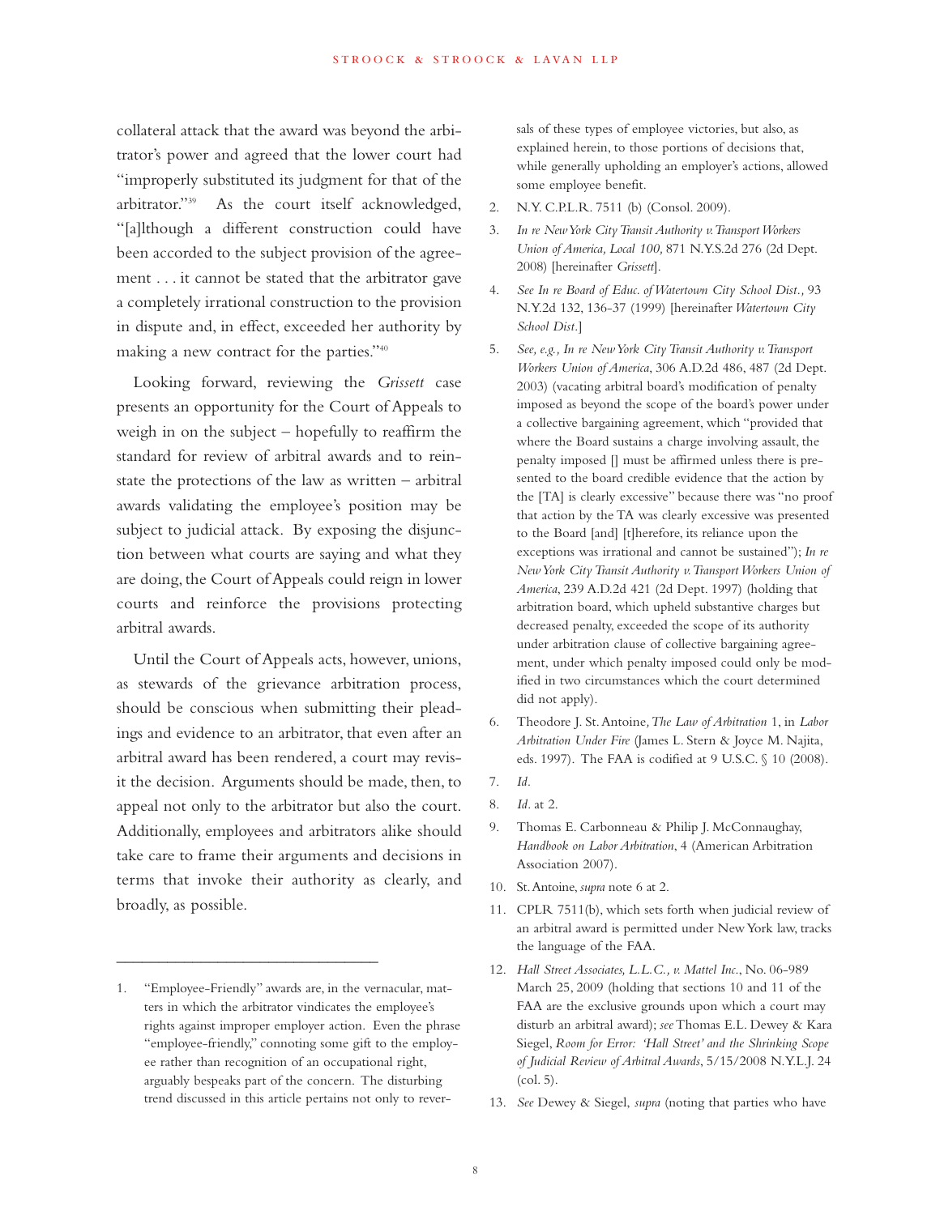collateral attack that the award was beyond the arbitrator's power and agreed that the lower court had "improperly substituted its judgment for that of the arbitrator."[39] As the court itself acknowledged, "[a]lthough a different construction could have been accorded to the subject provision of the agreement . . . it cannot be stated that the arbitrator gave a completely irrational construction to the provision in dispute and, in effect, exceeded her authority by making a new contract for the parties."[40]

Looking forward, reviewing the *Grissett* case presents an opportunity for the Court of Appeals to weigh in on the subject – hopefully to reaffirm the standard for review of arbitral awards and to reinstate the protections of the law as written – arbitral awards validating the employee's position may be subject to judicial attack. By exposing the disjunction between what courts are saying and what they are doing, the Court of Appeals could reign in lower courts and reinforce the provisions protecting arbitral awards.

Until the Court of Appeals acts, however, unions, as stewards of the grievance arbitration process, should be conscious when submitting their pleadings and evidence to an arbitrator, that even after an arbitral award has been rendered, a court may revisit the decision. Arguments should be made, then, to appeal not only to the arbitrator but also the court. Additionally, employees and arbitrators alike should take care to frame their arguments and decisions in terms that invoke their authority as clearly, and broadly, as possible.

---

1. "Employee-Friendly" awards are, in the vernacular, matters in which the arbitrator vindicates the employee's rights against improper employer action. Even the phrase "employee-friendly," connoting some gift to the employee rather than recognition of an occupational right, arguably bespeaks part of the concern. The disturbing trend discussed in this article pertains not only to reversals of these types of employee victories, but also, as explained herein, to those portions of decisions that, while generally upholding an employer's actions, allowed some employee benefit.
2. N.Y. C.P.L.R. 7511 (b) (Consol. 2009).
3. *In re New York City Transit Authority v. Transport Workers Union of America, Local 100,* 871 N.Y.S.2d 276 (2d Dept. 2008) [hereinafter *Grissett*].
4. *See In re Board of Educ. of Watertown City School Dist.,* 93 N.Y.2d 132, 136-37 (1999) [hereinafter *Watertown City School Dist.*]
5. *See, e.g., In re New York City Transit Authority v. Transport Workers Union of America*, 306 A.D.2d 486, 487 (2d Dept. 2003) (vacating arbitral board's modification of penalty imposed as beyond the scope of the board's power under a collective bargaining agreement, which "provided that where the Board sustains a charge involving assault, the penalty imposed [] must be affirmed unless there is presented to the board credible evidence that the action by the [TA] is clearly excessive" because there was "no proof that action by the TA was clearly excessive was presented to the Board [and] [t]herefore, its reliance upon the exceptions was irrational and cannot be sustained"); *In re New York City Transit Authority v. Transport Workers Union of America*, 239 A.D.2d 421 (2d Dept. 1997) (holding that arbitration board, which upheld substantive charges but decreased penalty, exceeded the scope of its authority under arbitration clause of collective bargaining agreement, under which penalty imposed could only be modified in two circumstances which the court determined did not apply).
6. Theodore J. St. Antoine, *The Law of Arbitration* 1, in *Labor Arbitration Under Fire* (James L. Stern & Joyce M. Najita, eds. 1997). The FAA is codified at 9 U.S.C. § 10 (2008).
7. *Id.*
8. *Id.* at 2.
9. Thomas E. Carbonneau & Philip J. McConnaughay, *Handbook on Labor Arbitration*, 4 (American Arbitration Association 2007).
10. St. Antoine, *supra* note 6 at 2.
11. CPLR 7511(b), which sets forth when judicial review of an arbitral award is permitted under New York law, tracks the language of the FAA.
12. *Hall Street Associates, L.L.C., v. Mattel Inc.*, No. 06-989 March 25, 2009 (holding that sections 10 and 11 of the FAA are the exclusive grounds upon which a court may disturb an arbitral award); *see* Thomas E.L. Dewey & Kara Siegel, *Room for Error: 'Hall Street' and the Shrinking Scope of Judicial Review of Arbitral Awards*, 5/15/2008 N.Y.L.J. 24 (col. 5).
13. *See* Dewey & Siegel, *supra* (noting that parties who have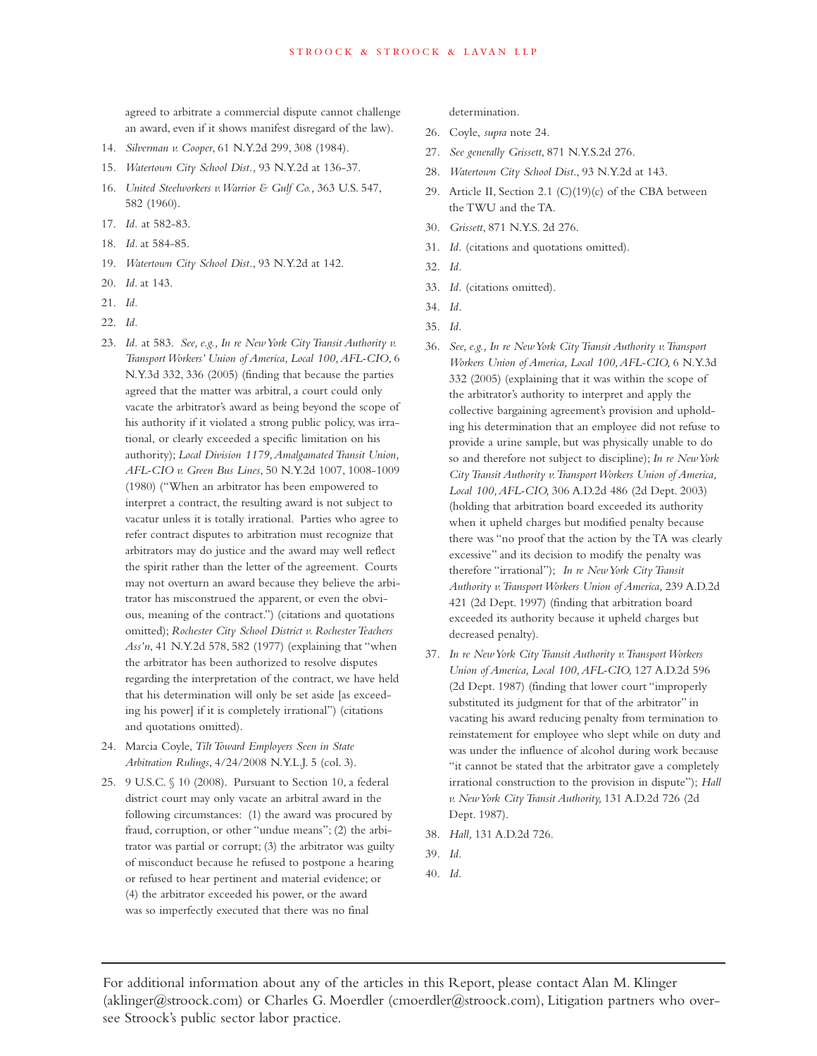agreed to arbitrate a commercial dispute cannot challenge an award, even if it shows manifest disregard of the law).

14. *Silverman v. Cooper*, 61 N.Y.2d 299, 308 (1984).
15. *Watertown City School Dist.,* 93 N.Y.2d at 136-37.
16. *United Steelworkers v. Warrior & Gulf Co.,* 363 U.S. 547, 582 (1960).
17. *Id.* at 582-83.
18. *Id.* at 584-85.
19. *Watertown City School Dist.*, 93 N.Y.2d at 142.
20. *Id.* at 143.
21. *Id.*
22. *Id.*
23. *Id.* at 583. *See, e.g., In re New York City Transit Authority v. Transport Workers' Union of America, Local 100, AFL-CIO*, 6 N.Y.3d 332, 336 (2005) (finding that because the parties agreed that the matter was arbitral, a court could only vacate the arbitrator's award as being beyond the scope of his authority if it violated a strong public policy, was irrational, or clearly exceeded a specific limitation on his authority); *Local Division 1179, Amalgamated Transit Union, AFL-CIO v. Green Bus Lines*, 50 N.Y.2d 1007, 1008-1009 (1980) ("When an arbitrator has been empowered to interpret a contract, the resulting award is not subject to vacatur unless it is totally irrational. Parties who agree to refer contract disputes to arbitration must recognize that arbitrators may do justice and the award may well reflect the spirit rather than the letter of the agreement. Courts may not overturn an award because they believe the arbitrator has misconstrued the apparent, or even the obvious, meaning of the contract.") (citations and quotations omitted); *Rochester City School District v. Rochester Teachers Ass'n*, 41 N.Y.2d 578, 582 (1977) (explaining that "when the arbitrator has been authorized to resolve disputes regarding the interpretation of the contract, we have held that his determination will only be set aside [as exceeding his power] if it is completely irrational") (citations and quotations omitted).
24. Marcia Coyle, *Tilt Toward Employers Seen in State Arbitration Rulings*, 4/24/2008 N.Y.L.J. 5 (col. 3).
25. 9 U.S.C. § 10 (2008). Pursuant to Section 10, a federal district court may only vacate an arbitral award in the following circumstances: (1) the award was procured by fraud, corruption, or other "undue means"; (2) the arbitrator was partial or corrupt; (3) the arbitrator was guilty of misconduct because he refused to postpone a hearing or refused to hear pertinent and material evidence; or (4) the arbitrator exceeded his power, or the award was so imperfectly executed that there was no final determination.
26. Coyle, *supra* note 24.
27. *See generally Grissett*, 871 N.Y.S.2d 276.
28. *Watertown City School Dist.*, 93 N.Y.2d at 143.
29. Article II, Section 2.1 (C)(19)(c) of the CBA between the TWU and the TA.
30. *Grissett*, 871 N.Y.S. 2d 276.
31. *Id.* (citations and quotations omitted).
32. *Id.*
33. *Id.* (citations omitted).
34. *Id.*
35. *Id.*
36. *See, e.g., In re New York City Transit Authority v. Transport Workers Union of America, Local 100, AFL-CIO,* 6 N.Y.3d 332 (2005) (explaining that it was within the scope of the arbitrator's authority to interpret and apply the collective bargaining agreement's provision and upholding his determination that an employee did not refuse to provide a urine sample, but was physically unable to do so and therefore not subject to discipline); *In re New York City Transit Authority v. Transport Workers Union of America, Local 100, AFL-CIO,* 306 A.D.2d 486 (2d Dept. 2003) (holding that arbitration board exceeded its authority when it upheld charges but modified penalty because there was "no proof that the action by the TA was clearly excessive" and its decision to modify the penalty was therefore "irrational"); *In re New York City Transit Authority v. Transport Workers Union of America,* 239 A.D.2d 421 (2d Dept. 1997) (finding that arbitration board exceeded its authority because it upheld charges but decreased penalty).
37. *In re New York City Transit Authority v. Transport Workers Union of America, Local 100, AFL-CIO,* 127 A.D.2d 596 (2d Dept. 1987) (finding that lower court "improperly substituted its judgment for that of the arbitrator" in vacating his award reducing penalty from termination to reinstatement for employee who slept while on duty and was under the influence of alcohol during work because "it cannot be stated that the arbitrator gave a completely irrational construction to the provision in dispute"); *Hall v. New York City Transit Authority,* 131 A.D.2d 726 (2d Dept. 1987).
38. *Hall,* 131 A.D.2d 726.
39. *Id.*
40. *Id.*

---

For additional information about any of the articles in this Report, please contact Alan M. Klinger (aklinger@stroock.com) or Charles G. Moerdler (cmoerdler@stroock.com), Litigation partners who oversee Stroock's public sector labor practice.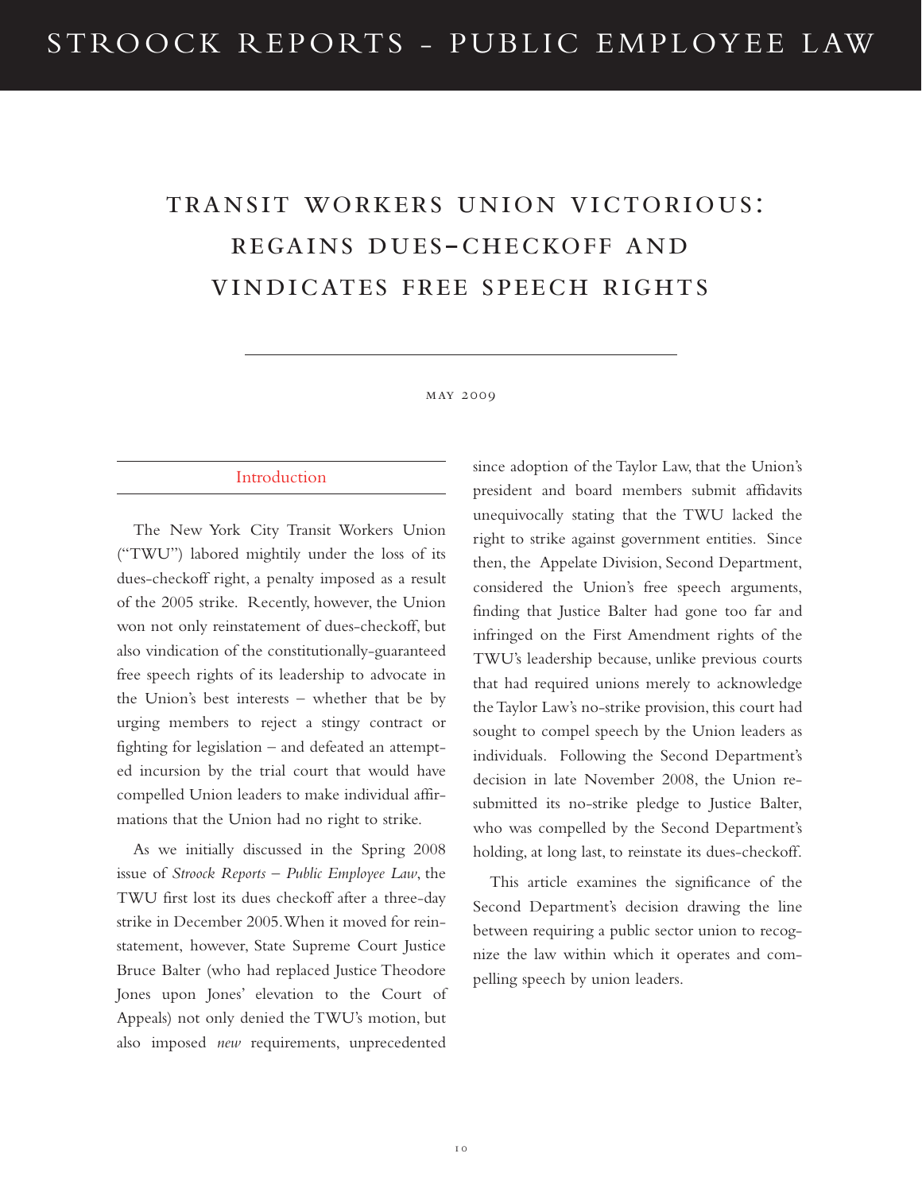# TRANSIT WORKERS UNION VICTORIOUS: REGAINS DUES-CHECKOFF AND VINDICATES FREE SPEECH RIGHTS

MAY 2009

## Introduction

The New York City Transit Workers Union ("TWU") labored mightily under the loss of its dues-checkoff right, a penalty imposed as a result of the 2005 strike. Recently, however, the Union won not only reinstatement of dues-checkoff, but also vindication of the constitutionally-guaranteed free speech rights of its leadership to advocate in the Union's best interests – whether that be by urging members to reject a stingy contract or fighting for legislation – and defeated an attempted incursion by the trial court that would have compelled Union leaders to make individual affirmations that the Union had no right to strike.

As we initially discussed in the Spring 2008 issue of *Stroock Reports – Public Employee Law*, the TWU first lost its dues checkoff after a three-day strike in December 2005. When it moved for reinstatement, however, State Supreme Court Justice Bruce Balter (who had replaced Justice Theodore Jones upon Jones' elevation to the Court of Appeals) not only denied the TWU's motion, but also imposed *new* requirements, unprecedented since adoption of the Taylor Law, that the Union's president and board members submit affidavits unequivocally stating that the TWU lacked the right to strike against government entities. Since then, the Appelate Division, Second Department, considered the Union's free speech arguments, finding that Justice Balter had gone too far and infringed on the First Amendment rights of the TWU's leadership because, unlike previous courts that had required unions merely to acknowledge the Taylor Law's no-strike provision, this court had sought to compel speech by the Union leaders as individuals. Following the Second Department's decision in late November 2008, the Union resubmitted its no-strike pledge to Justice Balter, who was compelled by the Second Department's holding, at long last, to reinstate its dues-checkoff.

This article examines the significance of the Second Department's decision drawing the line between requiring a public sector union to recognize the law within which it operates and compelling speech by union leaders.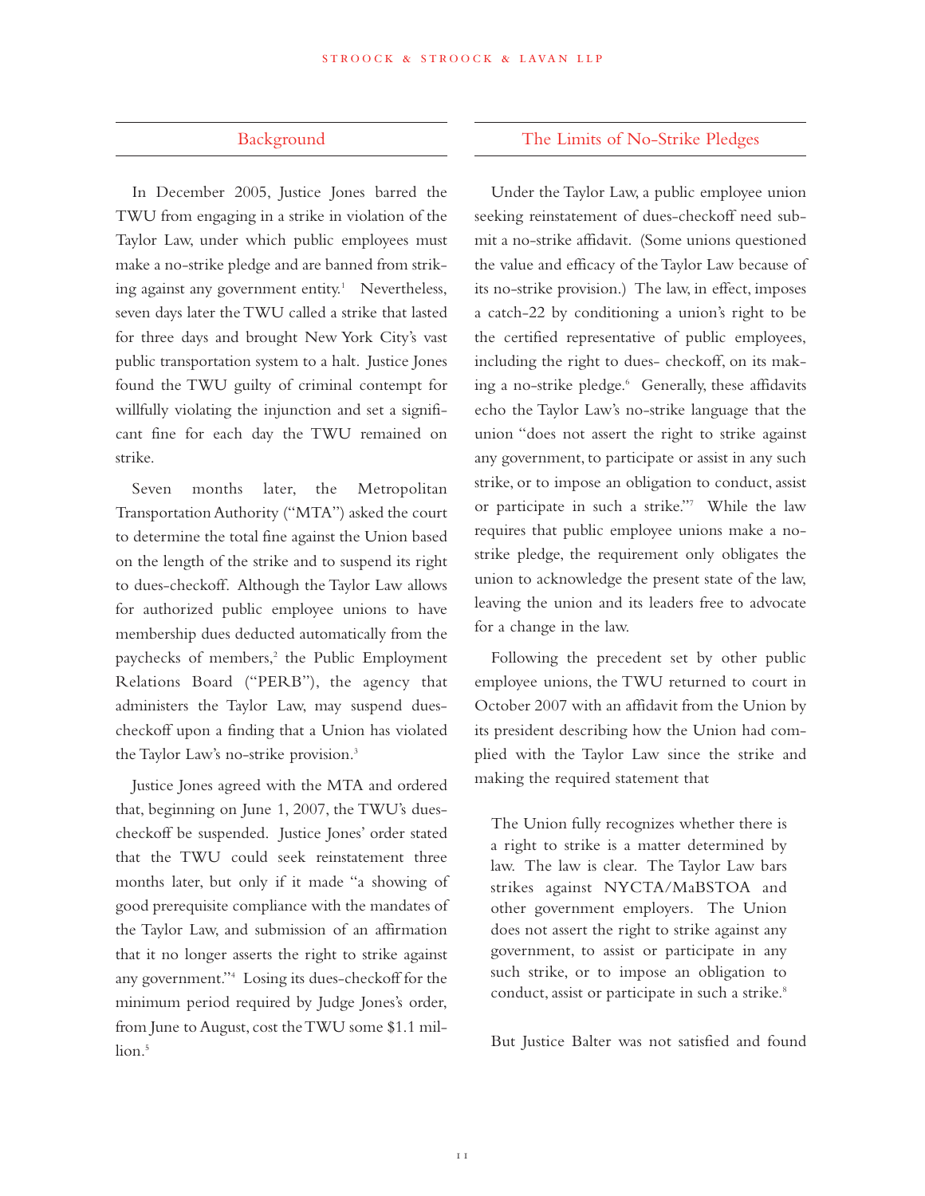## Background

In December 2005, Justice Jones barred the TWU from engaging in a strike in violation of the Taylor Law, under which public employees must make a no-strike pledge and are banned from striking against any government entity.[1] Nevertheless, seven days later the TWU called a strike that lasted for three days and brought New York City's vast public transportation system to a halt. Justice Jones found the TWU guilty of criminal contempt for willfully violating the injunction and set a significant fine for each day the TWU remained on strike.

Seven months later, the Metropolitan Transportation Authority ("MTA") asked the court to determine the total fine against the Union based on the length of the strike and to suspend its right to dues-checkoff. Although the Taylor Law allows for authorized public employee unions to have membership dues deducted automatically from the paychecks of members,[2] the Public Employment Relations Board ("PERB"), the agency that administers the Taylor Law, may suspend dues-checkoff upon a finding that a Union has violated the Taylor Law's no-strike provision.[3]

Justice Jones agreed with the MTA and ordered that, beginning on June 1, 2007, the TWU's dues-checkoff be suspended. Justice Jones' order stated that the TWU could seek reinstatement three months later, but only if it made "a showing of good prerequisite compliance with the mandates of the Taylor Law, and submission of an affirmation that it no longer asserts the right to strike against any government."[4] Losing its dues-checkoff for the minimum period required by Judge Jones's order, from June to August, cost the TWU some $1.1 million.[5]

## The Limits of No-Strike Pledges

Under the Taylor Law, a public employee union seeking reinstatement of dues-checkoff need submit a no-strike affidavit. (Some unions questioned the value and efficacy of the Taylor Law because of its no-strike provision.) The law, in effect, imposes a catch-22 by conditioning a union's right to be the certified representative of public employees, including the right to dues- checkoff, on its making a no-strike pledge.[6] Generally, these affidavits echo the Taylor Law's no-strike language that the union "does not assert the right to strike against any government, to participate or assist in any such strike, or to impose an obligation to conduct, assist or participate in such a strike."[7] While the law requires that public employee unions make a no-strike pledge, the requirement only obligates the union to acknowledge the present state of the law, leaving the union and its leaders free to advocate for a change in the law.

Following the precedent set by other public employee unions, the TWU returned to court in October 2007 with an affidavit from the Union by its president describing how the Union had complied with the Taylor Law since the strike and making the required statement that

> The Union fully recognizes whether there is a right to strike is a matter determined by law. The law is clear. The Taylor Law bars strikes against NYCTA/MaBSTOA and other government employers. The Union does not assert the right to strike against any government, to assist or participate in any such strike, or to impose an obligation to conduct, assist or participate in such a strike.[8]

But Justice Balter was not satisfied and found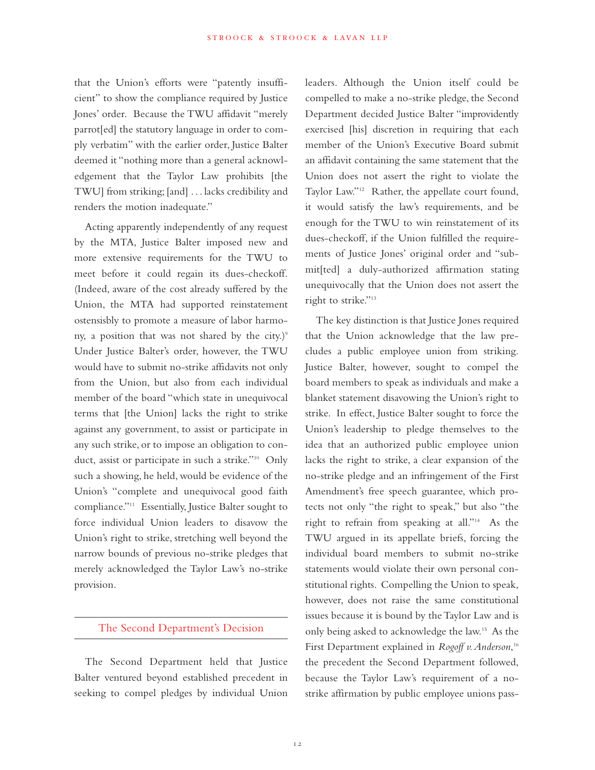that the Union's efforts were "patently insufficient" to show the compliance required by Justice Jones' order. Because the TWU affidavit "merely parrot[ed] the statutory language in order to comply verbatim" with the earlier order, Justice Balter deemed it "nothing more than a general acknowledgement that the Taylor Law prohibits [the TWU] from striking; [and] . . . lacks credibility and renders the motion inadequate."

Acting apparently independently of any request by the MTA, Justice Balter imposed new and more extensive requirements for the TWU to meet before it could regain its dues-checkoff. (Indeed, aware of the cost already suffered by the Union, the MTA had supported reinstatement ostensisbly to promote a measure of labor harmony, a position that was not shared by the city.)[9] Under Justice Balter's order, however, the TWU would have to submit no-strike affidavits not only from the Union, but also from each individual member of the board "which state in unequivocal terms that [the Union] lacks the right to strike against any government, to assist or participate in any such strike, or to impose an obligation to conduct, assist or participate in such a strike."[10] Only such a showing, he held, would be evidence of the Union's "complete and unequivocal good faith compliance."[11] Essentially, Justice Balter sought to force individual Union leaders to disavow the Union's right to strike, stretching well beyond the narrow bounds of previous no-strike pledges that merely acknowledged the Taylor Law's no-strike provision.

## The Second Department's Decision

The Second Department held that Justice Balter ventured beyond established precedent in seeking to compel pledges by individual Union leaders. Although the Union itself could be compelled to make a no-strike pledge, the Second Department decided Justice Balter "improvidently exercised [his] discretion in requiring that each member of the Union's Executive Board submit an affidavit containing the same statement that the Union does not assert the right to violate the Taylor Law."[12] Rather, the appellate court found, it would satisfy the law's requirements, and be enough for the TWU to win reinstatement of its dues-checkoff, if the Union fulfilled the requirements of Justice Jones' original order and "submit[ted] a duly-authorized affirmation stating unequivocally that the Union does not assert the right to strike."[13]

The key distinction is that Justice Jones required that the Union acknowledge that the law precludes a public employee union from striking. Justice Balter, however, sought to compel the board members to speak as individuals and make a blanket statement disavowing the Union's right to strike. In effect, Justice Balter sought to force the Union's leadership to pledge themselves to the idea that an authorized public employee union lacks the right to strike, a clear expansion of the no-strike pledge and an infringement of the First Amendment's free speech guarantee, which protects not only "the right to speak," but also "the right to refrain from speaking at all."[14] As the TWU argued in its appellate briefs, forcing the individual board members to submit no-strike statements would violate their own personal constitutional rights. Compelling the Union to speak, however, does not raise the same constitutional issues because it is bound by the Taylor Law and is only being asked to acknowledge the law.[15] As the First Department explained in *Rogoff v. Anderson*,[16] the precedent the Second Department followed, because the Taylor Law's requirement of a no-strike affirmation by public employee unions pass-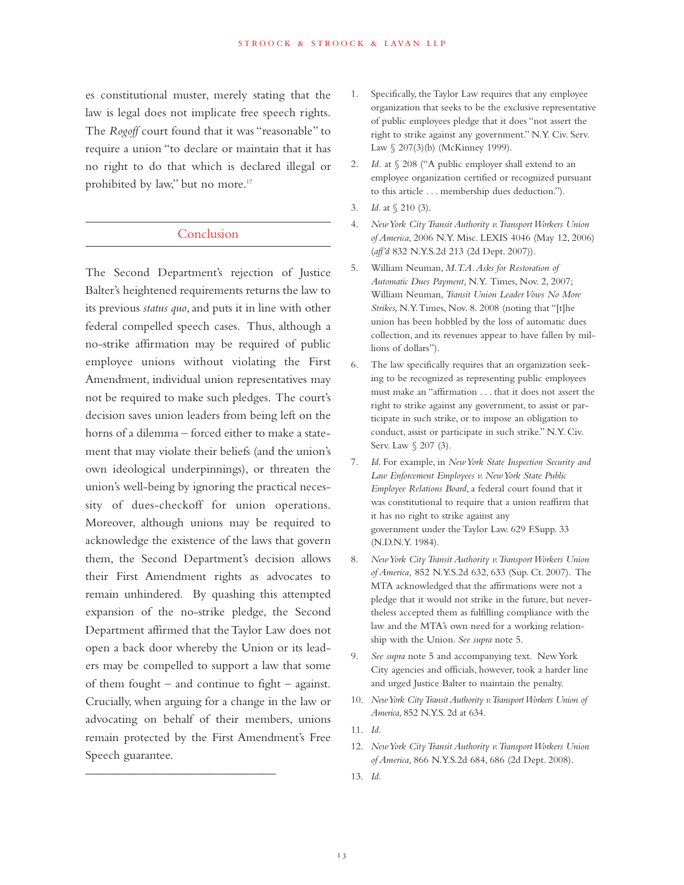es constitutional muster, merely stating that the law is legal does not implicate free speech rights. The *Rogoff* court found that it was "reasonable" to require a union "to declare or maintain that it has no right to do that which is declared illegal or prohibited by law," but no more.[17]

## Conclusion

The Second Department's rejection of Justice Balter's heightened requirements returns the law to its previous *status quo*, and puts it in line with other federal compelled speech cases. Thus, although a no-strike affirmation may be required of public employee unions without violating the First Amendment, individual union representatives may not be required to make such pledges. The court's decision saves union leaders from being left on the horns of a dilemma – forced either to make a statement that may violate their beliefs (and the union's own ideological underpinnings), or threaten the union's well-being by ignoring the practical necessity of dues-checkoff for union operations. Moreover, although unions may be required to acknowledge the existence of the laws that govern them, the Second Department's decision allows their First Amendment rights as advocates to remain unhindered. By quashing this attempted expansion of the no-strike pledge, the Second Department affirmed that the Taylor Law does not open a back door whereby the Union or its leaders may be compelled to support a law that some of them fought – and continue to fight – against. Crucially, when arguing for a change in the law or advocating on behalf of their members, unions remain protected by the First Amendment's Free Speech guarantee.

---

1. Specifically, the Taylor Law requires that any employee organization that seeks to be the exclusive representative of public employees pledge that it does "not assert the right to strike against any government." N.Y. Civ. Serv. Law § 207(3)(b) (McKinney 1999).
2. *Id.* at § 208 ("A public employer shall extend to an employee organization certified or recognized pursuant to this article . . . membership dues deduction.").
3. *Id.* at § 210 (3).
4. *New York City Transit Authority v. Transport Workers Union of America*, 2006 N.Y. Misc. LEXIS 4046 (May 12, 2006) (*aff'd* 832 N.Y.S.2d 213 (2d Dept. 2007)).
5. William Neuman, *M.T.A. Asks for Restoration of Automatic Dues Payment,* N.Y. Times, Nov. 2, 2007; William Neuman, *Transit Union Leader Vows No More Strikes,* N.Y. Times, Nov. 8. 2008 (noting that "[t]he union has been hobbled by the loss of automatic dues collection, and its revenues appear to have fallen by millions of dollars").
6. The law specifically requires that an organization seeking to be recognized as representing public employees must make an "affirmation . . . that it does not assert the right to strike against any government, to assist or participate in such strike, or to impose an obligation to conduct, assist or participate in such strike." N.Y. Civ. Serv. Law § 207 (3).
7. *Id.* For example, in *New York State Inspection Security and Law Enforcement Employees v. New York State Public Employee Relations Board*, a federal court found that it was constitutional to require that a union reaffirm that it has no right to strike against any government under the Taylor Law. 629 F.Supp. 33 (N.D.N.Y. 1984).
8. *New York City Transit Authority v. Transport Workers Union of America,* 852 N.Y.S.2d 632, 633 (Sup. Ct. 2007). The MTA acknowledged that the affirmations were not a pledge that it would not strike in the future, but nevertheless accepted them as fulfilling compliance with the law and the MTA's own need for a working relationship with the Union. *See supra* note 5.
9. *See supra* note 5 and accompanying text. New York City agencies and officials, however, took a harder line and urged Justice Balter to maintain the penalty.
10. *New York City Transit Authority v. Transport Workers Union of America,* 852 N.Y.S. 2d at 634.
11. *Id.*
12. *New York City Transit Authority v. Transport Workers Union of America,* 866 N.Y.S.2d 684, 686 (2d Dept. 2008).
13. *Id.*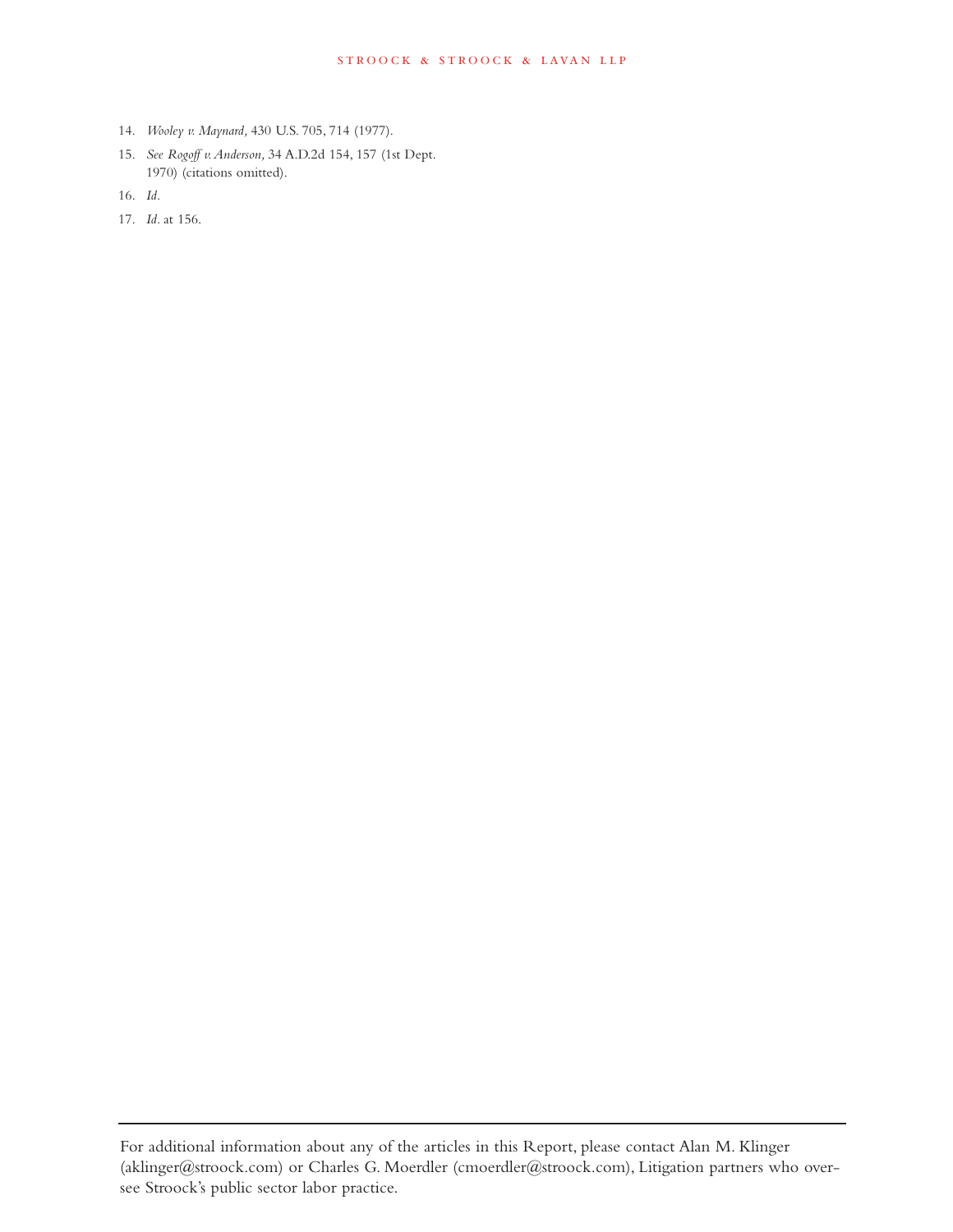14. *Wooley v. Maynard,* 430 U.S. 705, 714 (1977).

15. *See Rogoff v. Anderson,* 34 A.D.2d 154, 157 (1st Dept. 1970) (citations omitted).

16. *Id.*

17. *Id.* at 156.

---

For additional information about any of the articles in this Report, please contact Alan M. Klinger (aklinger@stroock.com) or Charles G. Moerdler (cmoerdler@stroock.com), Litigation partners who oversee Stroock's public sector labor practice.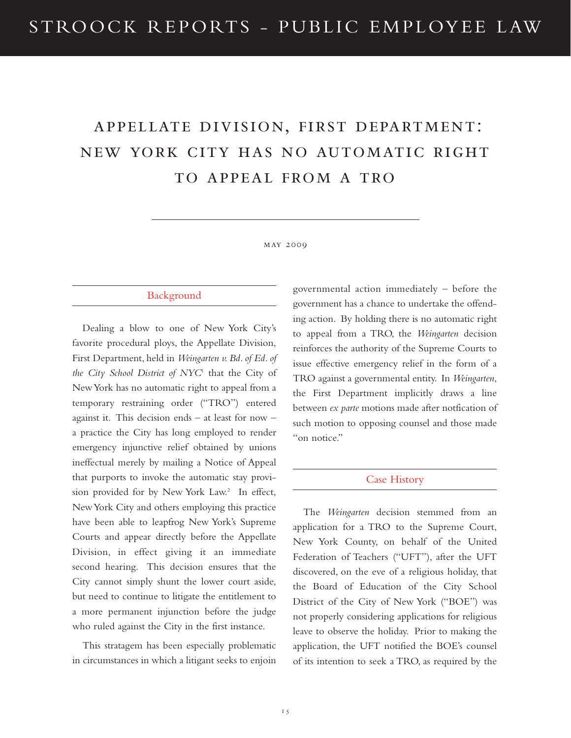# APPELLATE DIVISION, FIRST DEPARTMENT: NEW YORK CITY HAS NO AUTOMATIC RIGHT TO APPEAL FROM A TRO

MAY 2009

## Background

Dealing a blow to one of New York City's favorite procedural ploys, the Appellate Division, First Department, held in *Weingarten v. Bd. of Ed. of the City School District of NYC*[1] that the City of New York has no automatic right to appeal from a temporary restraining order ("TRO") entered against it. This decision ends – at least for now – a practice the City has long employed to render emergency injunctive relief obtained by unions ineffectual merely by mailing a Notice of Appeal that purports to invoke the automatic stay provision provided for by New York Law.[2] In effect, New York City and others employing this practice have been able to leapfrog New York's Supreme Courts and appear directly before the Appellate Division, in effect giving it an immediate second hearing. This decision ensures that the City cannot simply shunt the lower court aside, but need to continue to litigate the entitlement to a more permanent injunction before the judge who ruled against the City in the first instance.

This stratagem has been especially problematic in circumstances in which a litigant seeks to enjoin governmental action immediately – before the government has a chance to undertake the offending action. By holding there is no automatic right to appeal from a TRO, the *Weingarten* decision reinforces the authority of the Supreme Courts to issue effective emergency relief in the form of a TRO against a governmental entity. In *Weingarten*, the First Department implicitly draws a line between *ex parte* motions made after notfication of such motion to opposing counsel and those made "on notice."

## Case History

The *Weingarten* decision stemmed from an application for a TRO to the Supreme Court, New York County, on behalf of the United Federation of Teachers ("UFT"), after the UFT discovered, on the eve of a religious holiday, that the Board of Education of the City School District of the City of New York ("BOE") was not properly considering applications for religious leave to observe the holiday. Prior to making the application, the UFT notified the BOE's counsel of its intention to seek a TRO, as required by the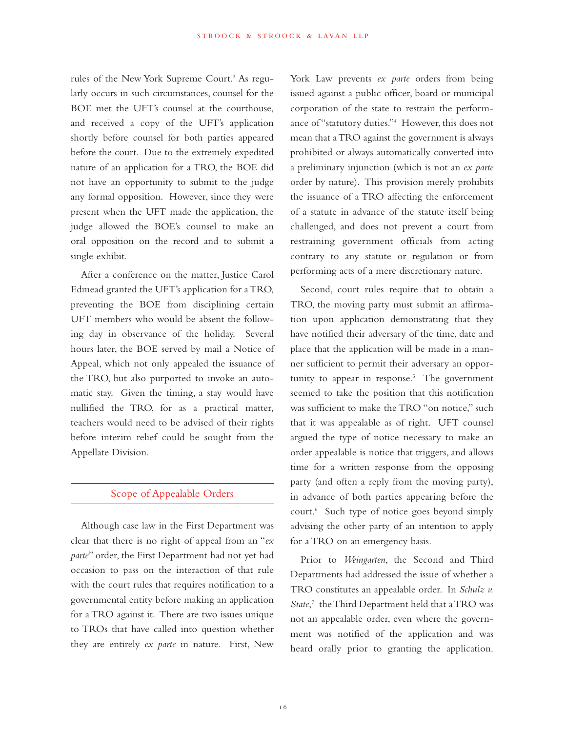rules of the New York Supreme Court.[3] As regularly occurs in such circumstances, counsel for the BOE met the UFT's counsel at the courthouse, and received a copy of the UFT's application shortly before counsel for both parties appeared before the court. Due to the extremely expedited nature of an application for a TRO, the BOE did not have an opportunity to submit to the judge any formal opposition. However, since they were present when the UFT made the application, the judge allowed the BOE's counsel to make an oral opposition on the record and to submit a single exhibit.

After a conference on the matter, Justice Carol Edmead granted the UFT's application for a TRO, preventing the BOE from disciplining certain UFT members who would be absent the following day in observance of the holiday. Several hours later, the BOE served by mail a Notice of Appeal, which not only appealed the issuance of the TRO, but also purported to invoke an automatic stay. Given the timing, a stay would have nullified the TRO, for as a practical matter, teachers would need to be advised of their rights before interim relief could be sought from the Appellate Division.

## Scope of Appealable Orders

Although case law in the First Department was clear that there is no right of appeal from an "*ex parte*" order, the First Department had not yet had occasion to pass on the interaction of that rule with the court rules that requires notification to a governmental entity before making an application for a TRO against it. There are two issues unique to TROs that have called into question whether they are entirely *ex parte* in nature. First, New York Law prevents *ex parte* orders from being issued against a public officer, board or municipal corporation of the state to restrain the performance of "statutory duties."[4] However, this does not mean that a TRO against the government is always prohibited or always automatically converted into a preliminary injunction (which is not an *ex parte* order by nature). This provision merely prohibits the issuance of a TRO affecting the enforcement of a statute in advance of the statute itself being challenged, and does not prevent a court from restraining government officials from acting contrary to any statute or regulation or from performing acts of a mere discretionary nature.

Second, court rules require that to obtain a TRO, the moving party must submit an affirmation upon application demonstrating that they have notified their adversary of the time, date and place that the application will be made in a manner sufficient to permit their adversary an opportunity to appear in response.[5] The government seemed to take the position that this notification was sufficient to make the TRO "on notice," such that it was appealable as of right. UFT counsel argued the type of notice necessary to make an order appealable is notice that triggers, and allows time for a written response from the opposing party (and often a reply from the moving party), in advance of both parties appearing before the court.[6] Such type of notice goes beyond simply advising the other party of an intention to apply for a TRO on an emergency basis.

Prior to *Weingarten*, the Second and Third Departments had addressed the issue of whether a TRO constitutes an appealable order. In *Schulz v. State*,[7] the Third Department held that a TRO was not an appealable order, even where the government was notified of the application and was heard orally prior to granting the application.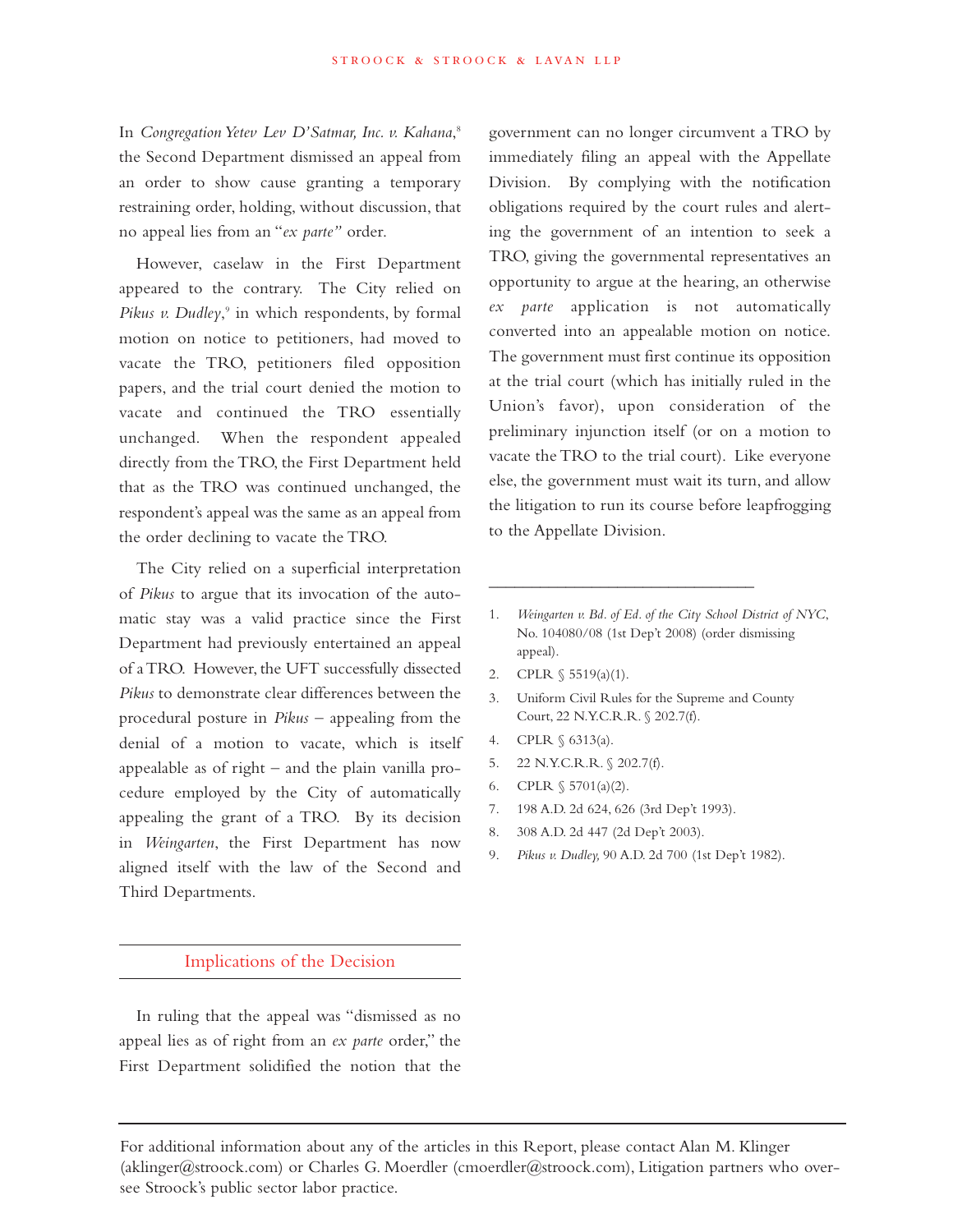In *Congregation Yetev Lev D'Satmar, Inc. v. Kahana*,[8] the Second Department dismissed an appeal from an order to show cause granting a temporary restraining order, holding, without discussion, that no appeal lies from an "*ex parte*" order.

However, caselaw in the First Department appeared to the contrary. The City relied on *Pikus v. Dudley*,[9] in which respondents, by formal motion on notice to petitioners, had moved to vacate the TRO, petitioners filed opposition papers, and the trial court denied the motion to vacate and continued the TRO essentially unchanged. When the respondent appealed directly from the TRO, the First Department held that as the TRO was continued unchanged, the respondent's appeal was the same as an appeal from the order declining to vacate the TRO.

The City relied on a superficial interpretation of *Pikus* to argue that its invocation of the automatic stay was a valid practice since the First Department had previously entertained an appeal of a TRO. However, the UFT successfully dissected *Pikus* to demonstrate clear differences between the procedural posture in *Pikus* – appealing from the denial of a motion to vacate, which is itself appealable as of right – and the plain vanilla procedure employed by the City of automatically appealing the grant of a TRO. By its decision in *Weingarten*, the First Department has now aligned itself with the law of the Second and Third Departments.

## Implications of the Decision

In ruling that the appeal was "dismissed as no appeal lies as of right from an *ex parte* order," the First Department solidified the notion that the government can no longer circumvent a TRO by immediately filing an appeal with the Appellate Division. By complying with the notification obligations required by the court rules and alerting the government of an intention to seek a TRO, giving the governmental representatives an opportunity to argue at the hearing, an otherwise *ex parte* application is not automatically converted into an appealable motion on notice. The government must first continue its opposition at the trial court (which has initially ruled in the Union's favor), upon consideration of the preliminary injunction itself (or on a motion to vacate the TRO to the trial court). Like everyone else, the government must wait its turn, and allow the litigation to run its course before leapfrogging to the Appellate Division.

---

1. *Weingarten v. Bd. of Ed. of the City School District of NYC*, No. 104080/08 (1st Dep't 2008) (order dismissing appeal).
2. CPLR § 5519(a)(1).
3. Uniform Civil Rules for the Supreme and County Court, 22 N.Y.C.R.R. § 202.7(f).
4. CPLR § 6313(a).
5. 22 N.Y.C.R.R. § 202.7(f).
6. CPLR § 5701(a)(2).
7. 198 A.D. 2d 624, 626 (3rd Dep't 1993).
8. 308 A.D. 2d 447 (2d Dep't 2003).
9. *Pikus v. Dudley,* 90 A.D. 2d 700 (1st Dep't 1982).

---

For additional information about any of the articles in this Report, please contact Alan M. Klinger (aklinger@stroock.com) or Charles G. Moerdler (cmoerdler@stroock.com), Litigation partners who oversee Stroock's public sector labor practice.